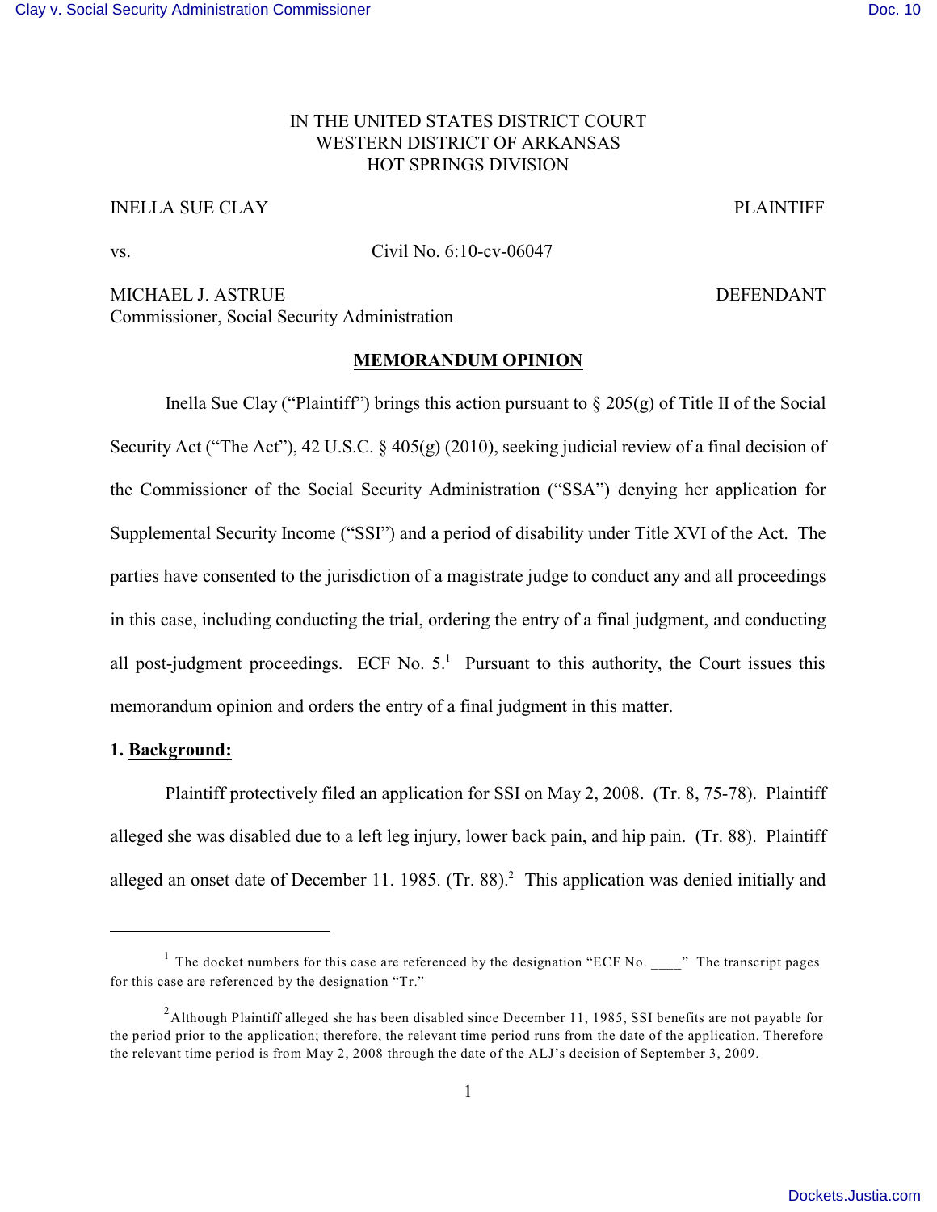IN THE UNITED STATES DISTRICT COURT
WESTERN DISTRICT OF ARKANSAS
HOT SPRINGS DIVISION

INELLA SUE CLAY PLAINTIFF

vs. Civil No. 6:10-cv-06047

MICHAEL J. ASTRUE DEFENDANT
Commissioner, Social Security Administration

**MEMORANDUM OPINION**

Inella Sue Clay ("Plaintiff") brings this action pursuant to § 205(g) of Title II of the Social Security Act ("The Act"), 42 U.S.C. § 405(g) (2010), seeking judicial review of a final decision of the Commissioner of the Social Security Administration ("SSA") denying her application for Supplemental Security Income ("SSI") and a period of disability under Title XVI of the Act. The parties have consented to the jurisdiction of a magistrate judge to conduct any and all proceedings in this case, including conducting the trial, ordering the entry of a final judgment, and conducting all post-judgment proceedings. ECF No. 5.[1] Pursuant to this authority, the Court issues this memorandum opinion and orders the entry of a final judgment in this matter.

**1. Background:**

Plaintiff protectively filed an application for SSI on May 2, 2008. (Tr. 8, 75-78). Plaintiff alleged she was disabled due to a left leg injury, lower back pain, and hip pain. (Tr. 88). Plaintiff alleged an onset date of December 11. 1985. (Tr. 88).[2] This application was denied initially and

---

[1] The docket numbers for this case are referenced by the designation "ECF No. ____" The transcript pages for this case are referenced by the designation "Tr."

[2] Although Plaintiff alleged she has been disabled since December 11, 1985, SSI benefits are not payable for the period prior to the application; therefore, the relevant time period runs from the date of the application. Therefore the relevant time period is from May 2, 2008 through the date of the ALJ's decision of September 3, 2009.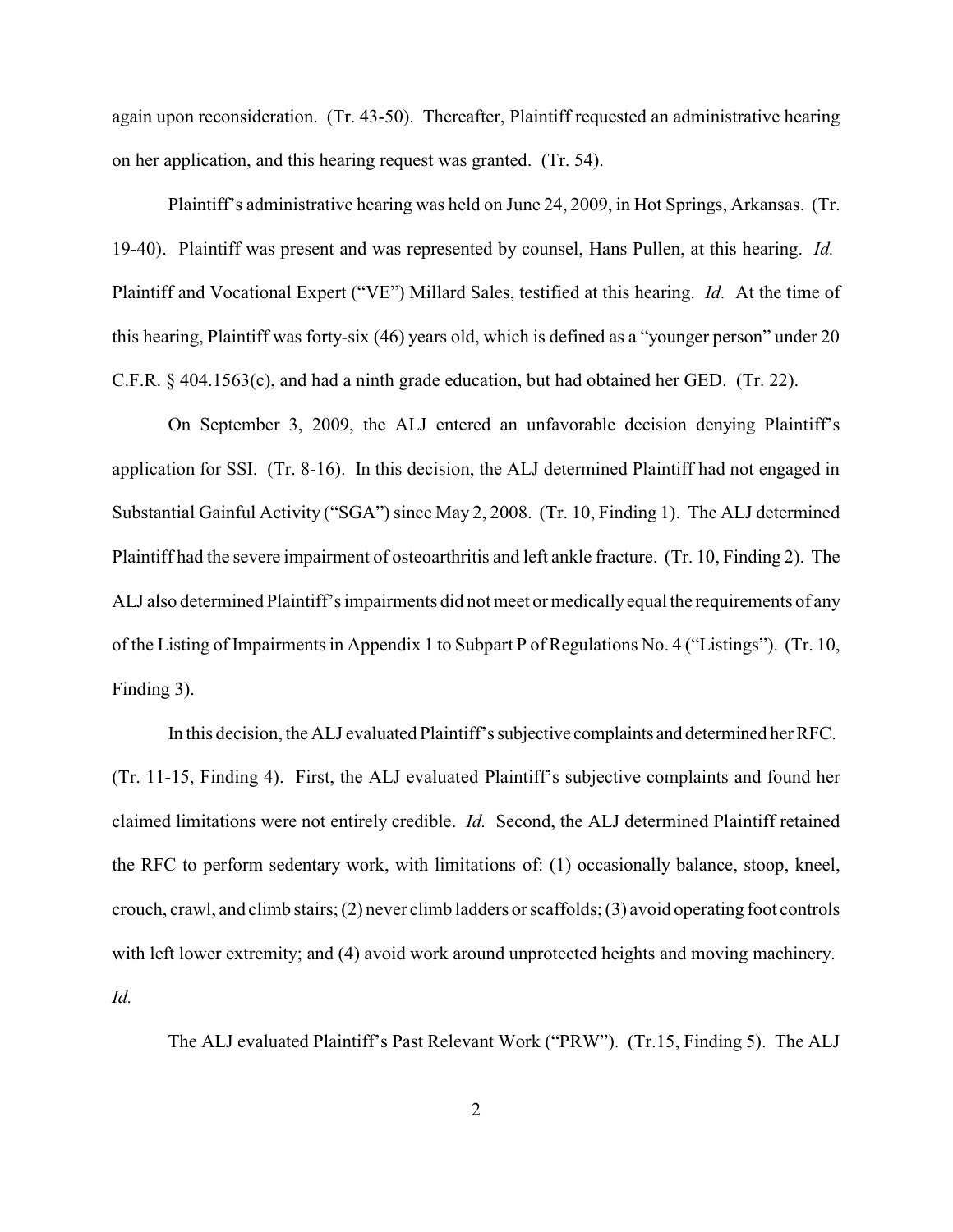again upon reconsideration. (Tr. 43-50). Thereafter, Plaintiff requested an administrative hearing on her application, and this hearing request was granted. (Tr. 54).

Plaintiff's administrative hearing was held on June 24, 2009, in Hot Springs, Arkansas. (Tr. 19-40). Plaintiff was present and was represented by counsel, Hans Pullen, at this hearing. *Id.* Plaintiff and Vocational Expert ("VE") Millard Sales, testified at this hearing. *Id.* At the time of this hearing, Plaintiff was forty-six (46) years old, which is defined as a "younger person" under 20 C.F.R. § 404.1563(c), and had a ninth grade education, but had obtained her GED. (Tr. 22).

On September 3, 2009, the ALJ entered an unfavorable decision denying Plaintiff's application for SSI. (Tr. 8-16). In this decision, the ALJ determined Plaintiff had not engaged in Substantial Gainful Activity ("SGA") since May 2, 2008. (Tr. 10, Finding 1). The ALJ determined Plaintiff had the severe impairment of osteoarthritis and left ankle fracture. (Tr. 10, Finding 2). The ALJ also determined Plaintiff's impairments did not meet or medically equal the requirements of any of the Listing of Impairments in Appendix 1 to Subpart P of Regulations No. 4 ("Listings"). (Tr. 10, Finding 3).

In this decision, the ALJ evaluated Plaintiff's subjective complaints and determined her RFC. (Tr. 11-15, Finding 4). First, the ALJ evaluated Plaintiff's subjective complaints and found her claimed limitations were not entirely credible. *Id.* Second, the ALJ determined Plaintiff retained the RFC to perform sedentary work, with limitations of: (1) occasionally balance, stoop, kneel, crouch, crawl, and climb stairs; (2) never climb ladders or scaffolds; (3) avoid operating foot controls with left lower extremity; and (4) avoid work around unprotected heights and moving machinery. *Id.*

The ALJ evaluated Plaintiff's Past Relevant Work ("PRW"). (Tr.15, Finding 5). The ALJ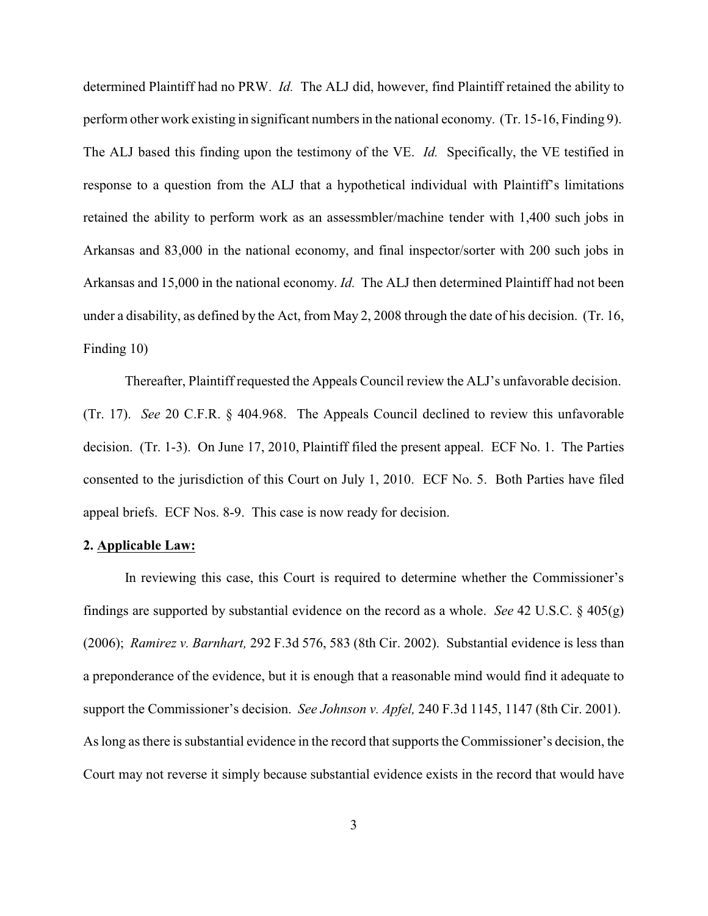determined Plaintiff had no PRW. *Id.* The ALJ did, however, find Plaintiff retained the ability to perform other work existing in significant numbers in the national economy. (Tr. 15-16, Finding 9). The ALJ based this finding upon the testimony of the VE. *Id.* Specifically, the VE testified in response to a question from the ALJ that a hypothetical individual with Plaintiff's limitations retained the ability to perform work as an assessmbler/machine tender with 1,400 such jobs in Arkansas and 83,000 in the national economy, and final inspector/sorter with 200 such jobs in Arkansas and 15,000 in the national economy. *Id.* The ALJ then determined Plaintiff had not been under a disability, as defined by the Act, from May 2, 2008 through the date of his decision. (Tr. 16, Finding 10)

Thereafter, Plaintiff requested the Appeals Council review the ALJ's unfavorable decision. (Tr. 17). *See* 20 C.F.R. § 404.968. The Appeals Council declined to review this unfavorable decision. (Tr. 1-3). On June 17, 2010, Plaintiff filed the present appeal. ECF No. 1. The Parties consented to the jurisdiction of this Court on July 1, 2010. ECF No. 5. Both Parties have filed appeal briefs. ECF Nos. 8-9. This case is now ready for decision.

**2. Applicable Law:**

In reviewing this case, this Court is required to determine whether the Commissioner's findings are supported by substantial evidence on the record as a whole. *See* 42 U.S.C. § 405(g) (2006); *Ramirez v. Barnhart,* 292 F.3d 576, 583 (8th Cir. 2002). Substantial evidence is less than a preponderance of the evidence, but it is enough that a reasonable mind would find it adequate to support the Commissioner's decision. *See Johnson v. Apfel,* 240 F.3d 1145, 1147 (8th Cir. 2001). As long as there is substantial evidence in the record that supports the Commissioner's decision, the Court may not reverse it simply because substantial evidence exists in the record that would have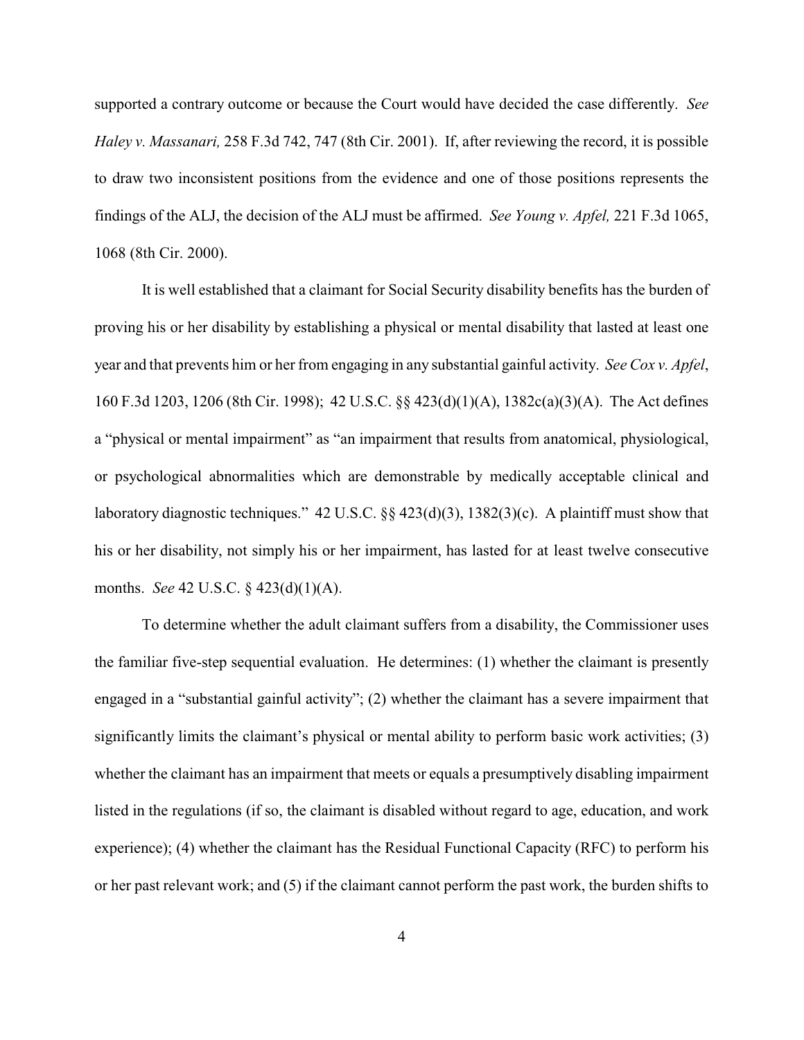supported a contrary outcome or because the Court would have decided the case differently. *See Haley v. Massanari,* 258 F.3d 742, 747 (8th Cir. 2001). If, after reviewing the record, it is possible to draw two inconsistent positions from the evidence and one of those positions represents the findings of the ALJ, the decision of the ALJ must be affirmed. *See Young v. Apfel,* 221 F.3d 1065, 1068 (8th Cir. 2000).

It is well established that a claimant for Social Security disability benefits has the burden of proving his or her disability by establishing a physical or mental disability that lasted at least one year and that prevents him or her from engaging in any substantial gainful activity. *See Cox v. Apfel*, 160 F.3d 1203, 1206 (8th Cir. 1998); 42 U.S.C. §§ 423(d)(1)(A), 1382c(a)(3)(A). The Act defines a "physical or mental impairment" as "an impairment that results from anatomical, physiological, or psychological abnormalities which are demonstrable by medically acceptable clinical and laboratory diagnostic techniques." 42 U.S.C. §§ 423(d)(3), 1382(3)(c). A plaintiff must show that his or her disability, not simply his or her impairment, has lasted for at least twelve consecutive months. *See* 42 U.S.C. § 423(d)(1)(A).

To determine whether the adult claimant suffers from a disability, the Commissioner uses the familiar five-step sequential evaluation. He determines: (1) whether the claimant is presently engaged in a "substantial gainful activity"; (2) whether the claimant has a severe impairment that significantly limits the claimant's physical or mental ability to perform basic work activities; (3) whether the claimant has an impairment that meets or equals a presumptively disabling impairment listed in the regulations (if so, the claimant is disabled without regard to age, education, and work experience); (4) whether the claimant has the Residual Functional Capacity (RFC) to perform his or her past relevant work; and (5) if the claimant cannot perform the past work, the burden shifts to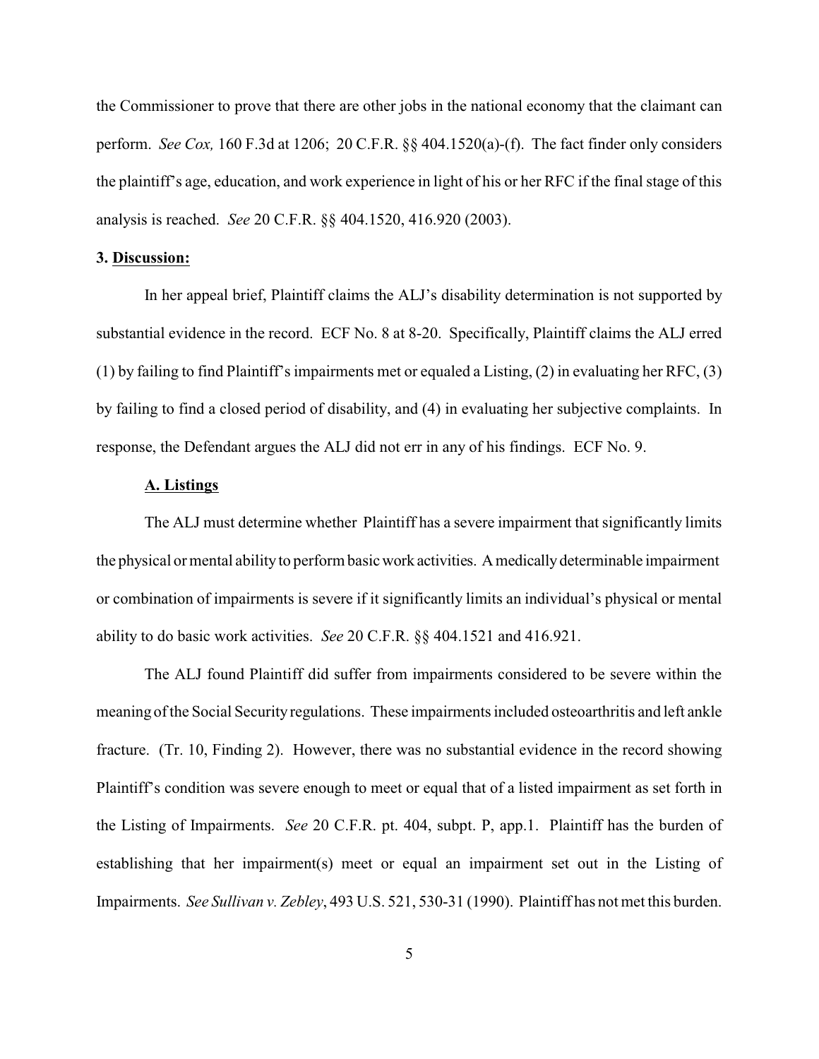the Commissioner to prove that there are other jobs in the national economy that the claimant can perform. *See Cox,* 160 F.3d at 1206; 20 C.F.R. §§ 404.1520(a)-(f). The fact finder only considers the plaintiff's age, education, and work experience in light of his or her RFC if the final stage of this analysis is reached. *See* 20 C.F.R. §§ 404.1520, 416.920 (2003).

**3. Discussion:**

In her appeal brief, Plaintiff claims the ALJ's disability determination is not supported by substantial evidence in the record. ECF No. 8 at 8-20. Specifically, Plaintiff claims the ALJ erred (1) by failing to find Plaintiff's impairments met or equaled a Listing, (2) in evaluating her RFC, (3) by failing to find a closed period of disability, and (4) in evaluating her subjective complaints. In response, the Defendant argues the ALJ did not err in any of his findings. ECF No. 9.

**A. Listings**

The ALJ must determine whether Plaintiff has a severe impairment that significantly limits the physical or mental ability to perform basic work activities. A medically determinable impairment or combination of impairments is severe if it significantly limits an individual's physical or mental ability to do basic work activities. *See* 20 C.F.R. §§ 404.1521 and 416.921.

The ALJ found Plaintiff did suffer from impairments considered to be severe within the meaning of the Social Security regulations. These impairments included osteoarthritis and left ankle fracture. (Tr. 10, Finding 2). However, there was no substantial evidence in the record showing Plaintiff's condition was severe enough to meet or equal that of a listed impairment as set forth in the Listing of Impairments. *See* 20 C.F.R. pt. 404, subpt. P, app.1. Plaintiff has the burden of establishing that her impairment(s) meet or equal an impairment set out in the Listing of Impairments. *See Sullivan v. Zebley*, 493 U.S. 521, 530-31 (1990). Plaintiff has not met this burden.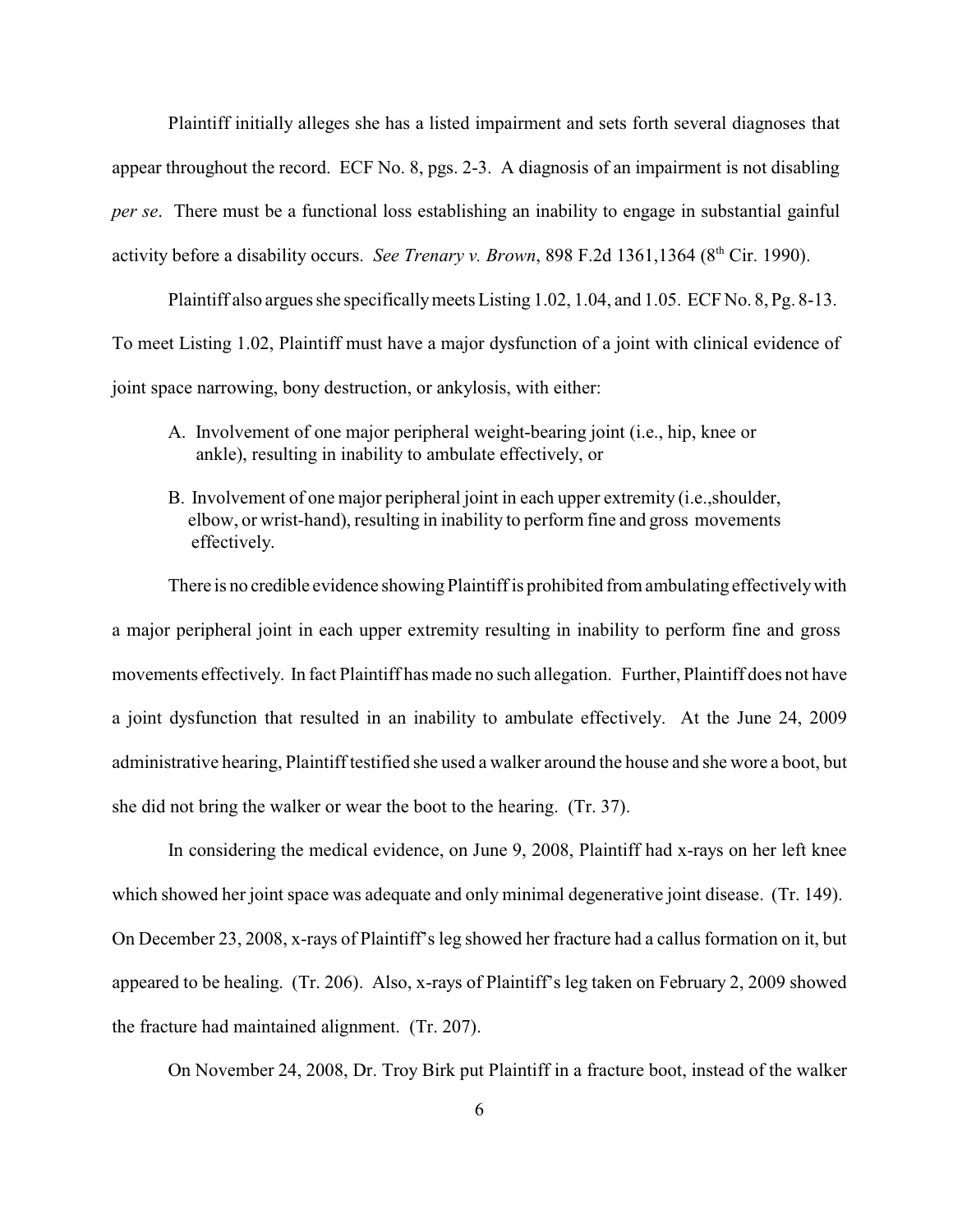Plaintiff initially alleges she has a listed impairment and sets forth several diagnoses that appear throughout the record. ECF No. 8, pgs. 2-3. A diagnosis of an impairment is not disabling *per se*. There must be a functional loss establishing an inability to engage in substantial gainful activity before a disability occurs. *See Trenary v. Brown*, 898 F.2d 1361,1364 (8th Cir. 1990).

Plaintiff also argues she specifically meets Listing 1.02, 1.04, and 1.05. ECF No. 8, Pg. 8-13. To meet Listing 1.02, Plaintiff must have a major dysfunction of a joint with clinical evidence of joint space narrowing, bony destruction, or ankylosis, with either:

> A. Involvement of one major peripheral weight-bearing joint (i.e., hip, knee or ankle), resulting in inability to ambulate effectively, or
>
> B. Involvement of one major peripheral joint in each upper extremity (i.e.,shoulder, elbow, or wrist-hand), resulting in inability to perform fine and gross movements effectively.

There is no credible evidence showing Plaintiff is prohibited from ambulating effectively with a major peripheral joint in each upper extremity resulting in inability to perform fine and gross movements effectively. In fact Plaintiff has made no such allegation. Further, Plaintiff does not have a joint dysfunction that resulted in an inability to ambulate effectively. At the June 24, 2009 administrative hearing, Plaintiff testified she used a walker around the house and she wore a boot, but she did not bring the walker or wear the boot to the hearing. (Tr. 37).

In considering the medical evidence, on June 9, 2008, Plaintiff had x-rays on her left knee which showed her joint space was adequate and only minimal degenerative joint disease. (Tr. 149). On December 23, 2008, x-rays of Plaintiff's leg showed her fracture had a callus formation on it, but appeared to be healing. (Tr. 206). Also, x-rays of Plaintiff's leg taken on February 2, 2009 showed the fracture had maintained alignment. (Tr. 207).

On November 24, 2008, Dr. Troy Birk put Plaintiff in a fracture boot, instead of the walker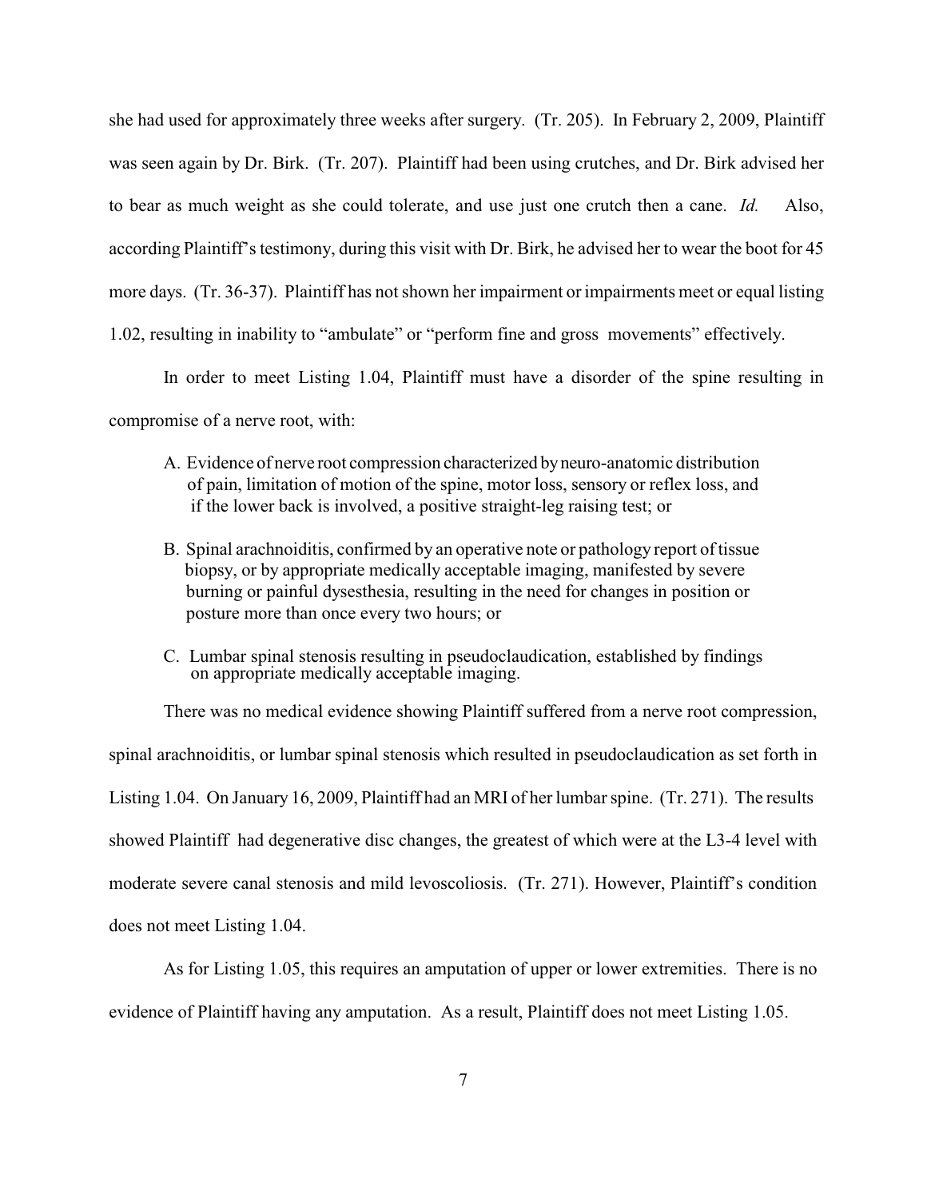she had used for approximately three weeks after surgery. (Tr. 205). In February 2, 2009, Plaintiff was seen again by Dr. Birk. (Tr. 207). Plaintiff had been using crutches, and Dr. Birk advised her to bear as much weight as she could tolerate, and use just one crutch then a cane. *Id.* Also, according Plaintiff's testimony, during this visit with Dr. Birk, he advised her to wear the boot for 45 more days. (Tr. 36-37). Plaintiff has not shown her impairment or impairments meet or equal listing 1.02, resulting in inability to "ambulate" or "perform fine and gross movements" effectively.

In order to meet Listing 1.04, Plaintiff must have a disorder of the spine resulting in compromise of a nerve root, with:

> A. Evidence of nerve root compression characterized by neuro-anatomic distribution of pain, limitation of motion of the spine, motor loss, sensory or reflex loss, and if the lower back is involved, a positive straight-leg raising test; or
>
> B. Spinal arachnoiditis, confirmed by an operative note or pathology report of tissue biopsy, or by appropriate medically acceptable imaging, manifested by severe burning or painful dysesthesia, resulting in the need for changes in position or posture more than once every two hours; or
>
> C. Lumbar spinal stenosis resulting in pseudoclaudication, established by findings on appropriate medically acceptable imaging.

There was no medical evidence showing Plaintiff suffered from a nerve root compression, spinal arachnoiditis, or lumbar spinal stenosis which resulted in pseudoclaudication as set forth in Listing 1.04. On January 16, 2009, Plaintiff had an MRI of her lumbar spine. (Tr. 271). The results showed Plaintiff had degenerative disc changes, the greatest of which were at the L3-4 level with moderate severe canal stenosis and mild levoscoliosis. (Tr. 271). However, Plaintiff's condition does not meet Listing 1.04.

As for Listing 1.05, this requires an amputation of upper or lower extremities. There is no evidence of Plaintiff having any amputation. As a result, Plaintiff does not meet Listing 1.05.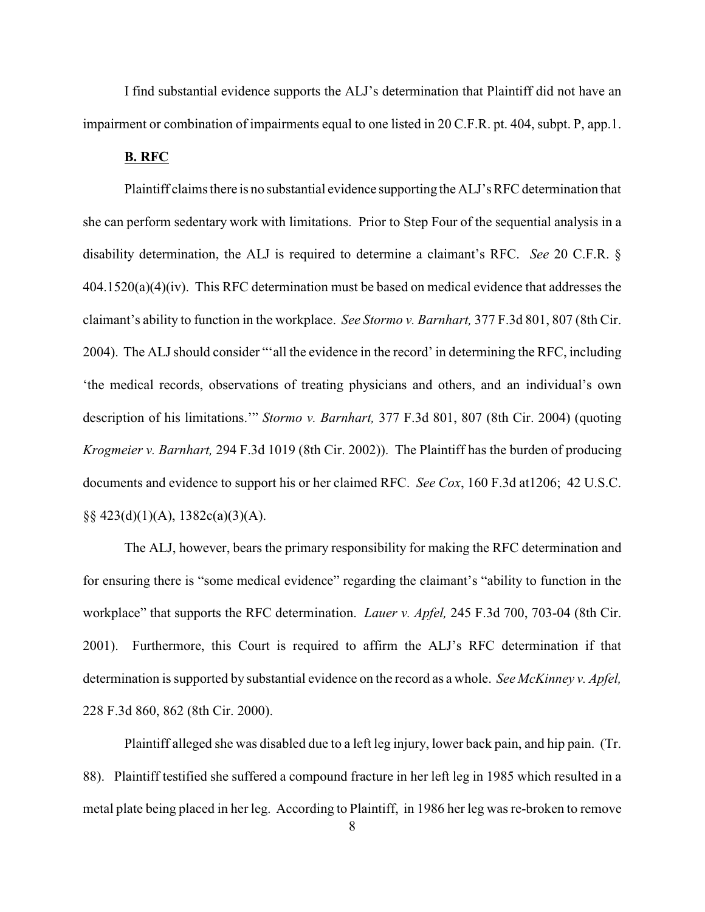I find substantial evidence supports the ALJ's determination that Plaintiff did not have an impairment or combination of impairments equal to one listed in 20 C.F.R. pt. 404, subpt. P, app.1.

**B. RFC**

Plaintiff claims there is no substantial evidence supporting the ALJ's RFC determination that she can perform sedentary work with limitations. Prior to Step Four of the sequential analysis in a disability determination, the ALJ is required to determine a claimant's RFC. *See* 20 C.F.R. § 404.1520(a)(4)(iv). This RFC determination must be based on medical evidence that addresses the claimant's ability to function in the workplace. *See Stormo v. Barnhart,* 377 F.3d 801, 807 (8th Cir. 2004). The ALJ should consider "'all the evidence in the record' in determining the RFC, including 'the medical records, observations of treating physicians and others, and an individual's own description of his limitations.'" *Stormo v. Barnhart,* 377 F.3d 801, 807 (8th Cir. 2004) (quoting *Krogmeier v. Barnhart,* 294 F.3d 1019 (8th Cir. 2002)). The Plaintiff has the burden of producing documents and evidence to support his or her claimed RFC. *See Cox*, 160 F.3d at1206; 42 U.S.C. §§ 423(d)(1)(A), 1382c(a)(3)(A).

The ALJ, however, bears the primary responsibility for making the RFC determination and for ensuring there is "some medical evidence" regarding the claimant's "ability to function in the workplace" that supports the RFC determination. *Lauer v. Apfel,* 245 F.3d 700, 703-04 (8th Cir. 2001). Furthermore, this Court is required to affirm the ALJ's RFC determination if that determination is supported by substantial evidence on the record as a whole. *See McKinney v. Apfel,* 228 F.3d 860, 862 (8th Cir. 2000).

Plaintiff alleged she was disabled due to a left leg injury, lower back pain, and hip pain. (Tr. 88). Plaintiff testified she suffered a compound fracture in her left leg in 1985 which resulted in a metal plate being placed in her leg. According to Plaintiff, in 1986 her leg was re-broken to remove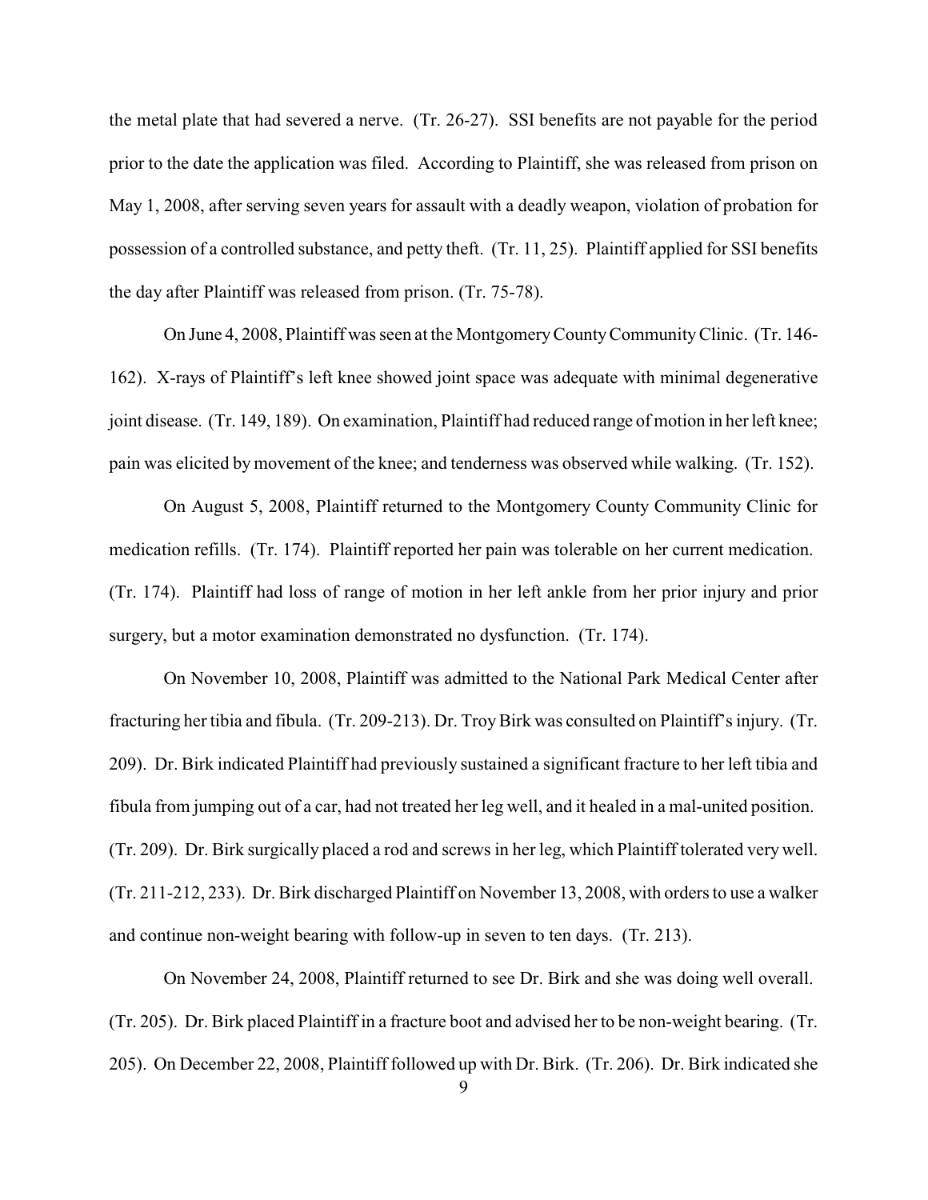the metal plate that had severed a nerve. (Tr. 26-27). SSI benefits are not payable for the period prior to the date the application was filed. According to Plaintiff, she was released from prison on May 1, 2008, after serving seven years for assault with a deadly weapon, violation of probation for possession of a controlled substance, and petty theft. (Tr. 11, 25). Plaintiff applied for SSI benefits the day after Plaintiff was released from prison. (Tr. 75-78).

On June 4, 2008, Plaintiff was seen at the Montgomery County Community Clinic. (Tr. 146-162). X-rays of Plaintiff's left knee showed joint space was adequate with minimal degenerative joint disease. (Tr. 149, 189). On examination, Plaintiff had reduced range of motion in her left knee; pain was elicited by movement of the knee; and tenderness was observed while walking. (Tr. 152).

On August 5, 2008, Plaintiff returned to the Montgomery County Community Clinic for medication refills. (Tr. 174). Plaintiff reported her pain was tolerable on her current medication. (Tr. 174). Plaintiff had loss of range of motion in her left ankle from her prior injury and prior surgery, but a motor examination demonstrated no dysfunction. (Tr. 174).

On November 10, 2008, Plaintiff was admitted to the National Park Medical Center after fracturing her tibia and fibula. (Tr. 209-213). Dr. Troy Birk was consulted on Plaintiff's injury. (Tr. 209). Dr. Birk indicated Plaintiff had previously sustained a significant fracture to her left tibia and fibula from jumping out of a car, had not treated her leg well, and it healed in a mal-united position. (Tr. 209). Dr. Birk surgically placed a rod and screws in her leg, which Plaintiff tolerated very well. (Tr. 211-212, 233). Dr. Birk discharged Plaintiff on November 13, 2008, with orders to use a walker and continue non-weight bearing with follow-up in seven to ten days. (Tr. 213).

On November 24, 2008, Plaintiff returned to see Dr. Birk and she was doing well overall. (Tr. 205). Dr. Birk placed Plaintiff in a fracture boot and advised her to be non-weight bearing. (Tr. 205). On December 22, 2008, Plaintiff followed up with Dr. Birk. (Tr. 206). Dr. Birk indicated she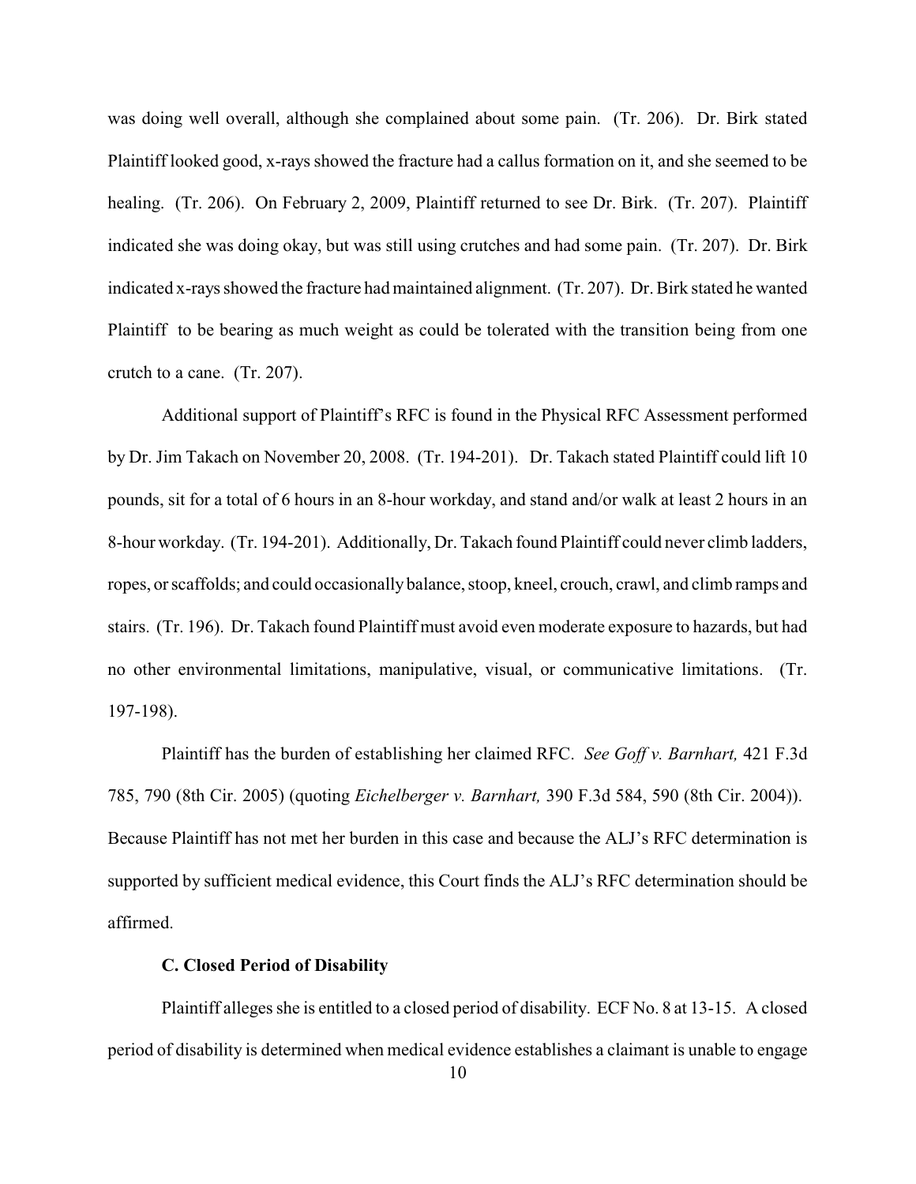was doing well overall, although she complained about some pain. (Tr. 206). Dr. Birk stated Plaintiff looked good, x-rays showed the fracture had a callus formation on it, and she seemed to be healing. (Tr. 206). On February 2, 2009, Plaintiff returned to see Dr. Birk. (Tr. 207). Plaintiff indicated she was doing okay, but was still using crutches and had some pain. (Tr. 207). Dr. Birk indicated x-rays showed the fracture had maintained alignment. (Tr. 207). Dr. Birk stated he wanted Plaintiff to be bearing as much weight as could be tolerated with the transition being from one crutch to a cane. (Tr. 207).

Additional support of Plaintiff's RFC is found in the Physical RFC Assessment performed by Dr. Jim Takach on November 20, 2008. (Tr. 194-201). Dr. Takach stated Plaintiff could lift 10 pounds, sit for a total of 6 hours in an 8-hour workday, and stand and/or walk at least 2 hours in an 8-hour workday. (Tr. 194-201). Additionally, Dr. Takach found Plaintiff could never climb ladders, ropes, or scaffolds; and could occasionally balance, stoop, kneel, crouch, crawl, and climb ramps and stairs. (Tr. 196). Dr. Takach found Plaintiff must avoid even moderate exposure to hazards, but had no other environmental limitations, manipulative, visual, or communicative limitations. (Tr. 197-198).

Plaintiff has the burden of establishing her claimed RFC. *See Goff v. Barnhart,* 421 F.3d 785, 790 (8th Cir. 2005) (quoting *Eichelberger v. Barnhart,* 390 F.3d 584, 590 (8th Cir. 2004)). Because Plaintiff has not met her burden in this case and because the ALJ's RFC determination is supported by sufficient medical evidence, this Court finds the ALJ's RFC determination should be affirmed.

**C. Closed Period of Disability**

Plaintiff alleges she is entitled to a closed period of disability. ECF No. 8 at 13-15. A closed period of disability is determined when medical evidence establishes a claimant is unable to engage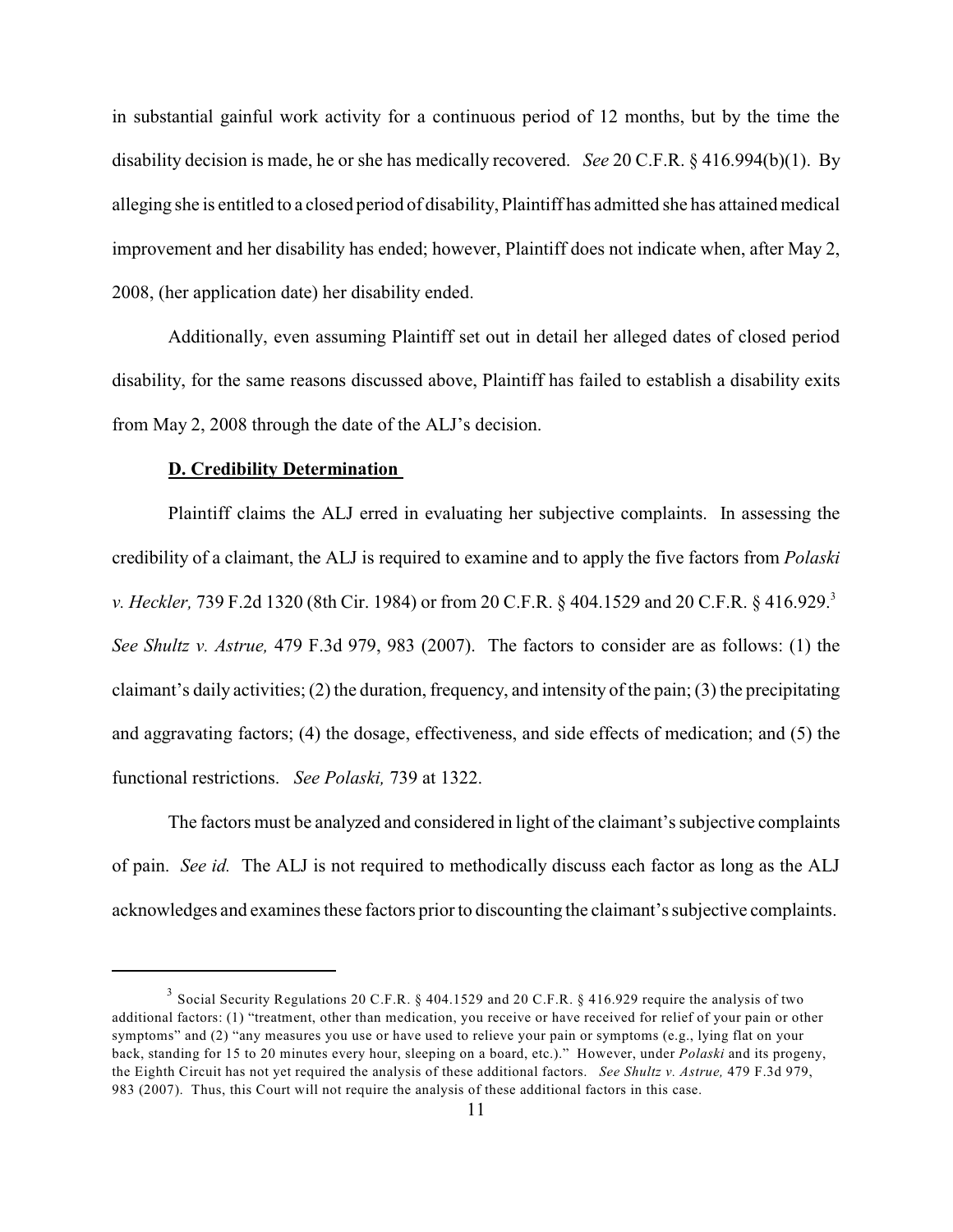in substantial gainful work activity for a continuous period of 12 months, but by the time the disability decision is made, he or she has medically recovered. *See* 20 C.F.R. § 416.994(b)(1). By alleging she is entitled to a closed period of disability, Plaintiff has admitted she has attained medical improvement and her disability has ended; however, Plaintiff does not indicate when, after May 2, 2008, (her application date) her disability ended.

Additionally, even assuming Plaintiff set out in detail her alleged dates of closed period disability, for the same reasons discussed above, Plaintiff has failed to establish a disability exits from May 2, 2008 through the date of the ALJ's decision.

**D. Credibility Determination**

Plaintiff claims the ALJ erred in evaluating her subjective complaints. In assessing the credibility of a claimant, the ALJ is required to examine and to apply the five factors from *Polaski v. Heckler,* 739 F.2d 1320 (8th Cir. 1984) or from 20 C.F.R. § 404.1529 and 20 C.F.R. § 416.929.[3] *See Shultz v. Astrue,* 479 F.3d 979, 983 (2007). The factors to consider are as follows: (1) the claimant's daily activities; (2) the duration, frequency, and intensity of the pain; (3) the precipitating and aggravating factors; (4) the dosage, effectiveness, and side effects of medication; and (5) the functional restrictions. *See Polaski,* 739 at 1322.

The factors must be analyzed and considered in light of the claimant's subjective complaints of pain. *See id.* The ALJ is not required to methodically discuss each factor as long as the ALJ acknowledges and examines these factors prior to discounting the claimant's subjective complaints.

---

[3] Social Security Regulations 20 C.F.R. § 404.1529 and 20 C.F.R. § 416.929 require the analysis of two additional factors: (1) "treatment, other than medication, you receive or have received for relief of your pain or other symptoms" and (2) "any measures you use or have used to relieve your pain or symptoms (e.g., lying flat on your back, standing for 15 to 20 minutes every hour, sleeping on a board, etc.)." However, under *Polaski* and its progeny, the Eighth Circuit has not yet required the analysis of these additional factors. *See Shultz v. Astrue,* 479 F.3d 979, 983 (2007). Thus, this Court will not require the analysis of these additional factors in this case.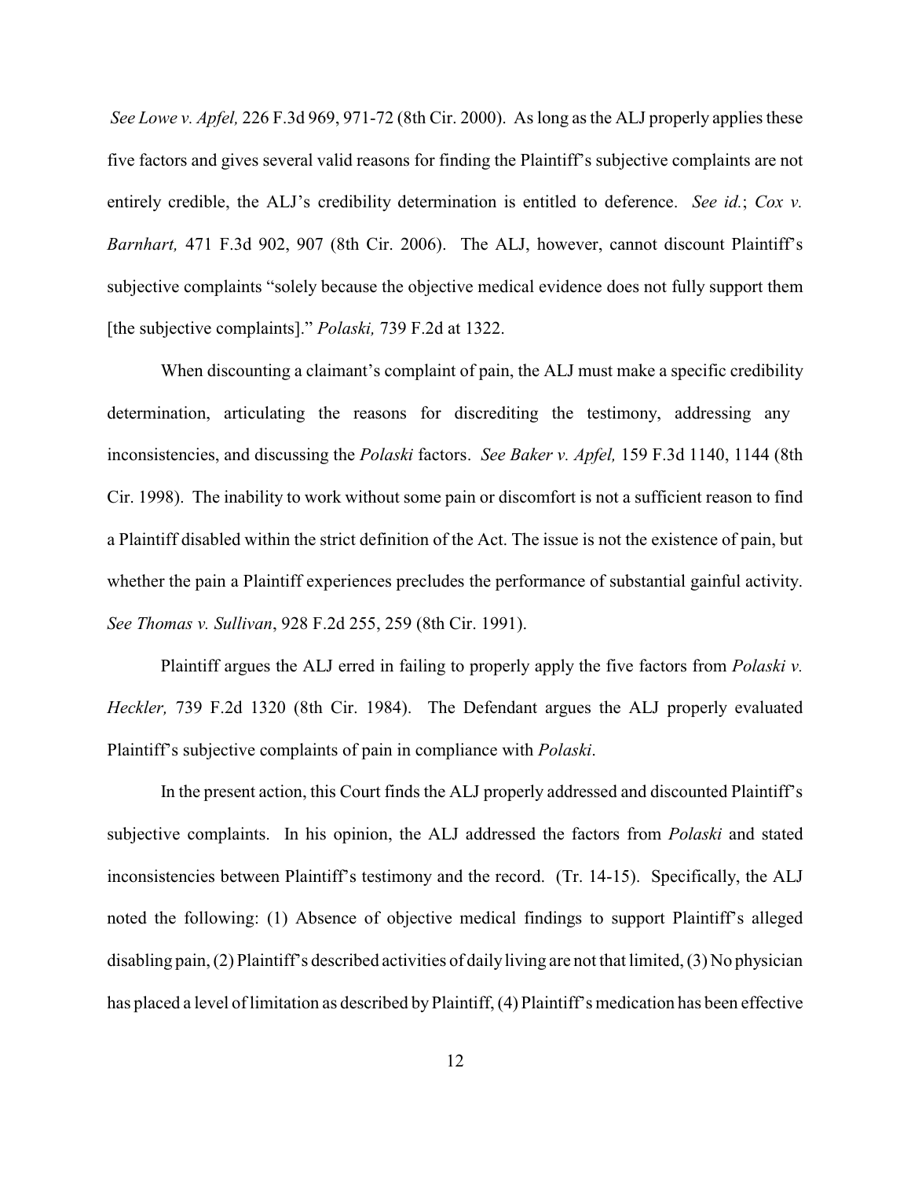*See Lowe v. Apfel,* 226 F.3d 969, 971-72 (8th Cir. 2000). As long as the ALJ properly applies these five factors and gives several valid reasons for finding the Plaintiff's subjective complaints are not entirely credible, the ALJ's credibility determination is entitled to deference. *See id.*; *Cox v. Barnhart,* 471 F.3d 902, 907 (8th Cir. 2006). The ALJ, however, cannot discount Plaintiff's subjective complaints "solely because the objective medical evidence does not fully support them [the subjective complaints]." *Polaski,* 739 F.2d at 1322.

When discounting a claimant's complaint of pain, the ALJ must make a specific credibility determination, articulating the reasons for discrediting the testimony, addressing any inconsistencies, and discussing the *Polaski* factors. *See Baker v. Apfel,* 159 F.3d 1140, 1144 (8th Cir. 1998). The inability to work without some pain or discomfort is not a sufficient reason to find a Plaintiff disabled within the strict definition of the Act. The issue is not the existence of pain, but whether the pain a Plaintiff experiences precludes the performance of substantial gainful activity. *See Thomas v. Sullivan*, 928 F.2d 255, 259 (8th Cir. 1991).

Plaintiff argues the ALJ erred in failing to properly apply the five factors from *Polaski v. Heckler,* 739 F.2d 1320 (8th Cir. 1984). The Defendant argues the ALJ properly evaluated Plaintiff's subjective complaints of pain in compliance with *Polaski*.

In the present action, this Court finds the ALJ properly addressed and discounted Plaintiff's subjective complaints. In his opinion, the ALJ addressed the factors from *Polaski* and stated inconsistencies between Plaintiff's testimony and the record. (Tr. 14-15). Specifically, the ALJ noted the following: (1) Absence of objective medical findings to support Plaintiff's alleged disabling pain, (2) Plaintiff's described activities of daily living are not that limited, (3) No physician has placed a level of limitation as described by Plaintiff, (4) Plaintiff's medication has been effective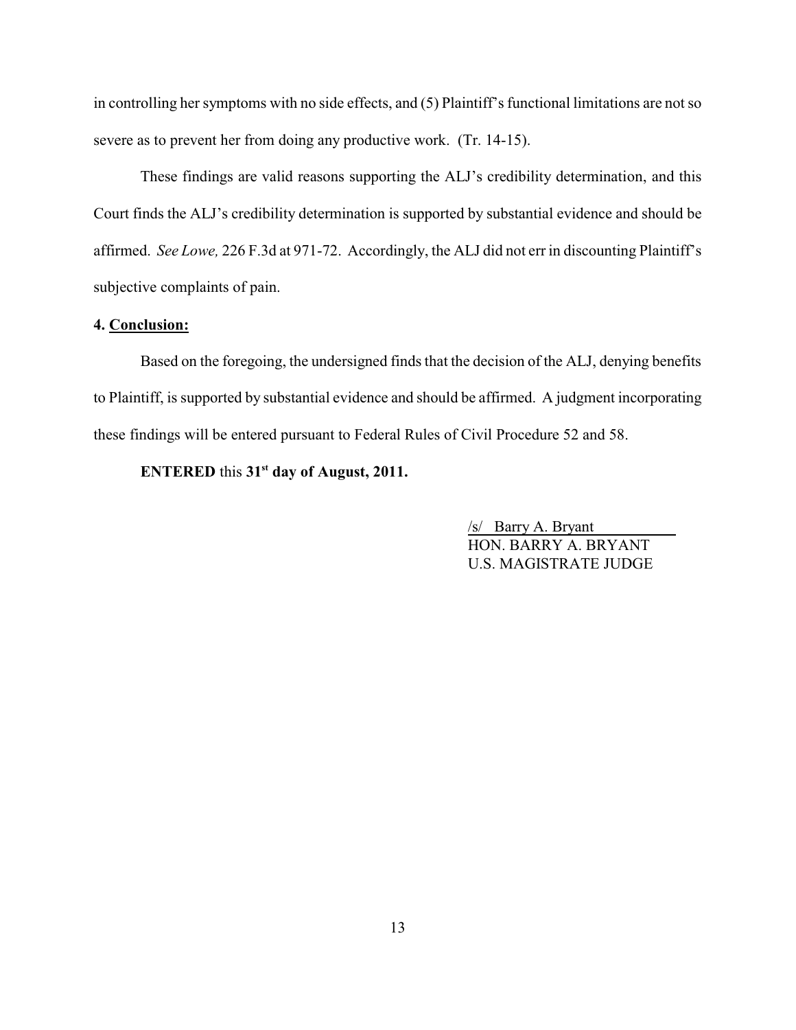in controlling her symptoms with no side effects, and (5) Plaintiff's functional limitations are not so severe as to prevent her from doing any productive work. (Tr. 14-15).

These findings are valid reasons supporting the ALJ's credibility determination, and this Court finds the ALJ's credibility determination is supported by substantial evidence and should be affirmed. *See Lowe,* 226 F.3d at 971-72. Accordingly, the ALJ did not err in discounting Plaintiff's subjective complaints of pain.

**4. <u>Conclusion:</u>**

Based on the foregoing, the undersigned finds that the decision of the ALJ, denying benefits to Plaintiff, is supported by substantial evidence and should be affirmed. A judgment incorporating these findings will be entered pursuant to Federal Rules of Civil Procedure 52 and 58.

**ENTERED** this **31st day of August, 2011.**

/s/ Barry A. Bryant
HON. BARRY A. BRYANT
U.S. MAGISTRATE JUDGE